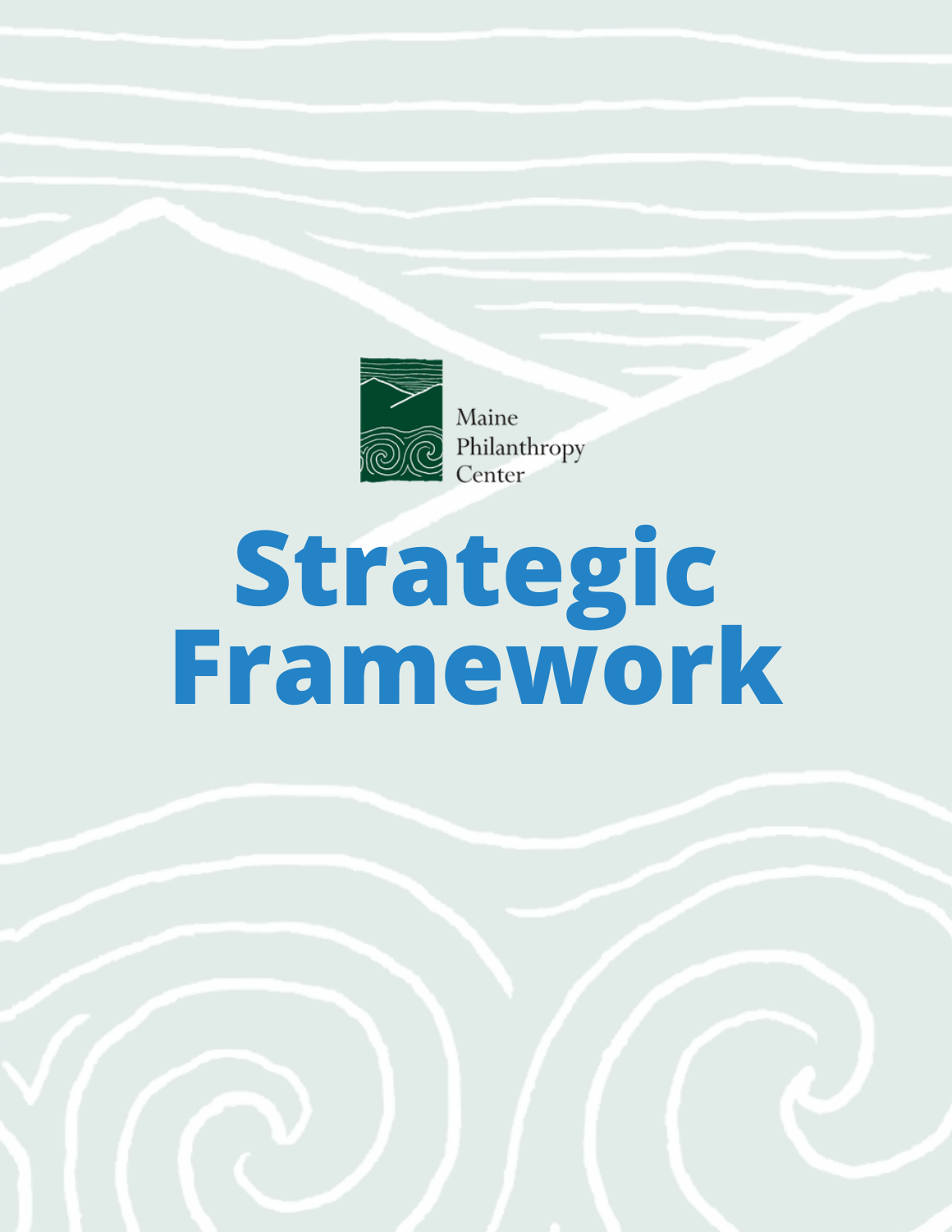Maine Philanthropy Center

# Strategic Framework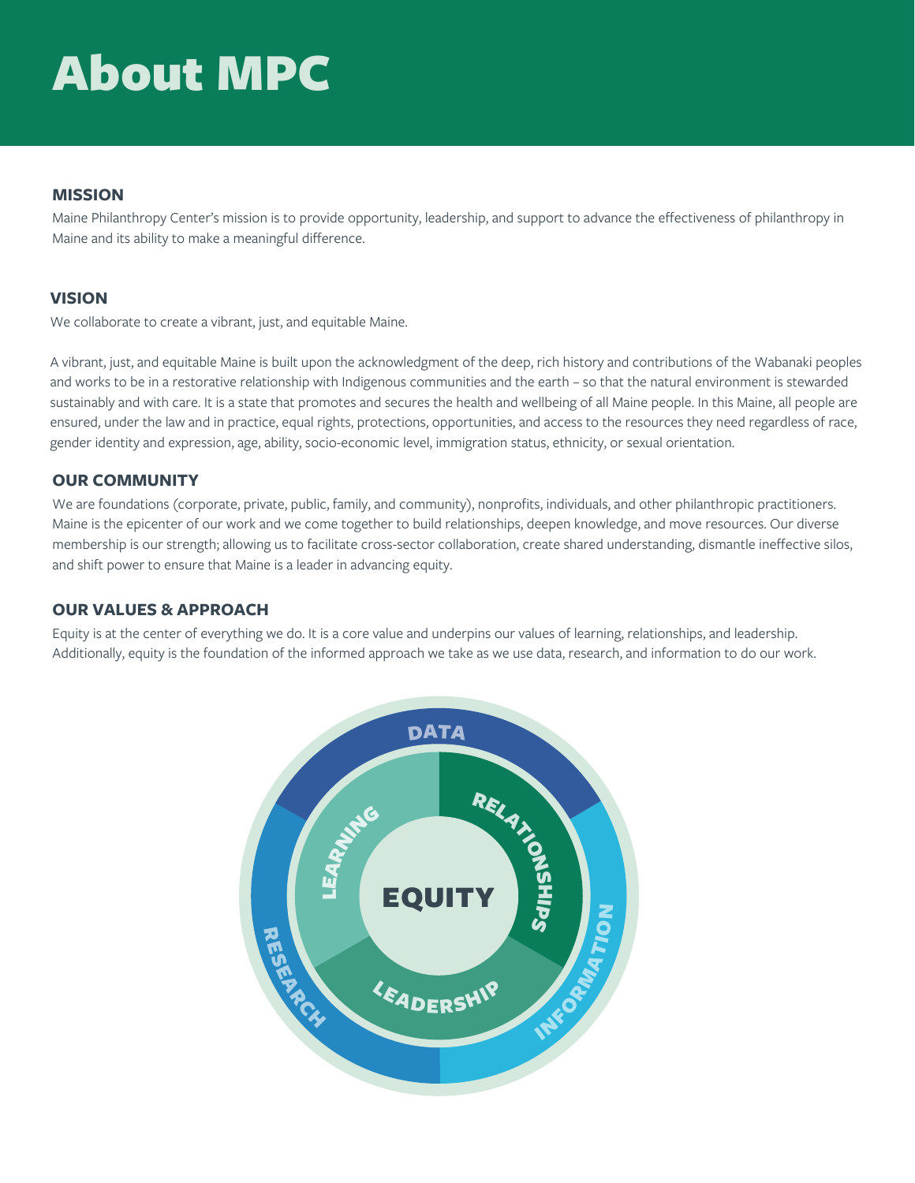# About MPC

## MISSION

Maine Philanthropy Center's mission is to provide opportunity, leadership, and support to advance the effectiveness of philanthropy in Maine and its ability to make a meaningful difference.

## VISION

We collaborate to create a vibrant, just, and equitable Maine.

A vibrant, just, and equitable Maine is built upon the acknowledgment of the deep, rich history and contributions of the Wabanaki peoples and works to be in a restorative relationship with Indigenous communities and the earth – so that the natural environment is stewarded sustainably and with care. It is a state that promotes and secures the health and wellbeing of all Maine people. In this Maine, all people are ensured, under the law and in practice, equal rights, protections, opportunities, and access to the resources they need regardless of race, gender identity and expression, age, ability, socio-economic level, immigration status, ethnicity, or sexual orientation.

## OUR COMMUNITY

We are foundations (corporate, private, public, family, and community), nonprofits, individuals, and other philanthropic practitioners. Maine is the epicenter of our work and we come together to build relationships, deepen knowledge, and move resources. Our diverse membership is our strength; allowing us to facilitate cross-sector collaboration, create shared understanding, dismantle ineffective silos, and shift power to ensure that Maine is a leader in advancing equity.

## OUR VALUES & APPROACH

Equity is at the center of everything we do. It is a core value and underpins our values of learning, relationships, and leadership. Additionally, equity is the foundation of the informed approach we take as we use data, research, and information to do our work.

EQUITY — LEARNING — RELATIONSHIPS — LEADERSHIP — DATA — INFORMATION — RESEARCH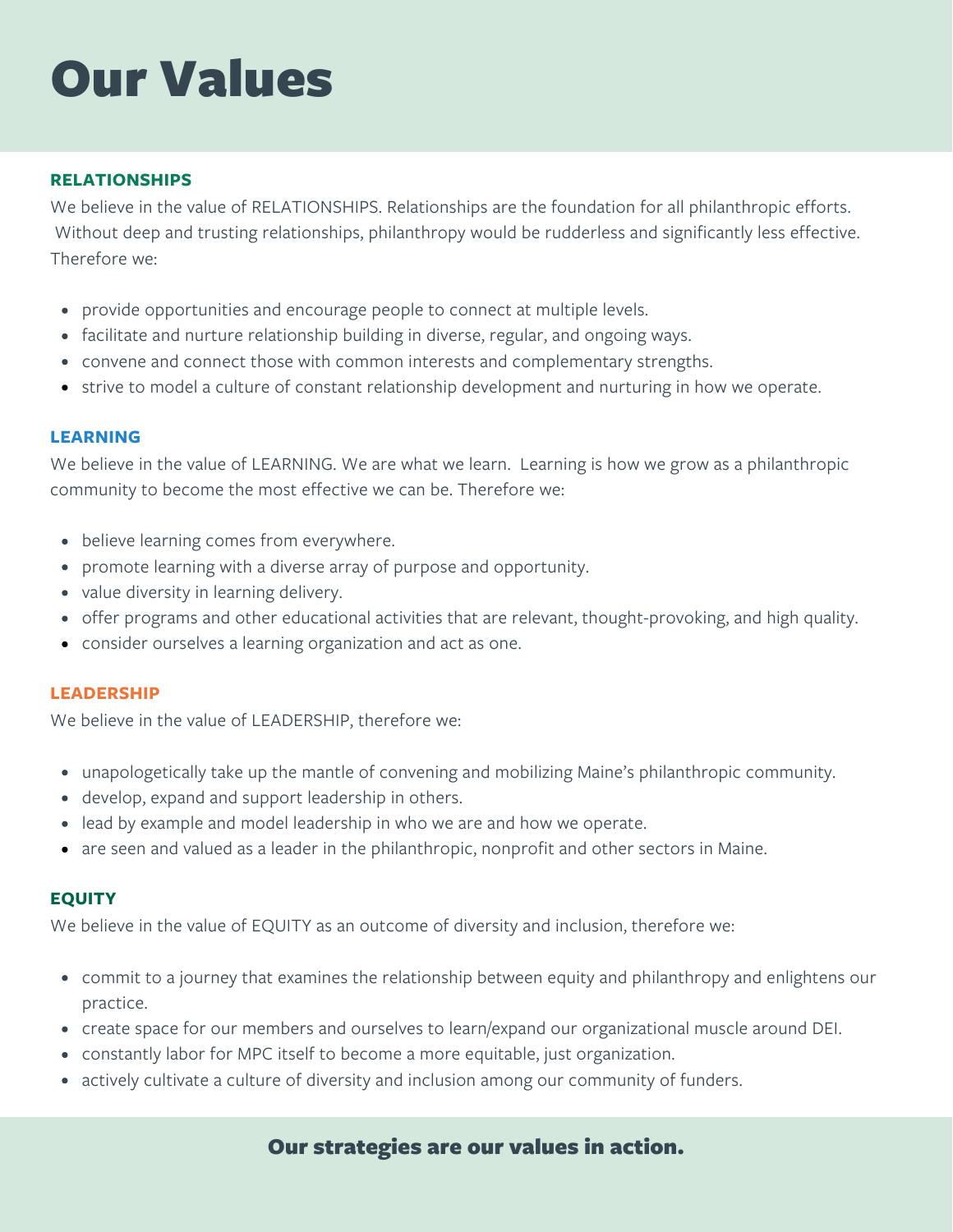# Our Values

### RELATIONSHIPS

We believe in the value of RELATIONSHIPS. Relationships are the foundation for all philanthropic efforts. Without deep and trusting relationships, philanthropy would be rudderless and significantly less effective. Therefore we:

- provide opportunities and encourage people to connect at multiple levels.
- facilitate and nurture relationship building in diverse, regular, and ongoing ways.
- convene and connect those with common interests and complementary strengths.
- strive to model a culture of constant relationship development and nurturing in how we operate.

### LEARNING

We believe in the value of LEARNING. We are what we learn. Learning is how we grow as a philanthropic community to become the most effective we can be. Therefore we:

- believe learning comes from everywhere.
- promote learning with a diverse array of purpose and opportunity.
- value diversity in learning delivery.
- offer programs and other educational activities that are relevant, thought-provoking, and high quality.
- consider ourselves a learning organization and act as one.

### LEADERSHIP

We believe in the value of LEADERSHIP, therefore we:

- unapologetically take up the mantle of convening and mobilizing Maine's philanthropic community.
- develop, expand and support leadership in others.
- lead by example and model leadership in who we are and how we operate.
- are seen and valued as a leader in the philanthropic, nonprofit and other sectors in Maine.

### EQUITY

We believe in the value of EQUITY as an outcome of diversity and inclusion, therefore we:

- commit to a journey that examines the relationship between equity and philanthropy and enlightens our practice.
- create space for our members and ourselves to learn/expand our organizational muscle around DEI.
- constantly labor for MPC itself to become a more equitable, just organization.
- actively cultivate a culture of diversity and inclusion among our community of funders.

**Our strategies are our values in action.**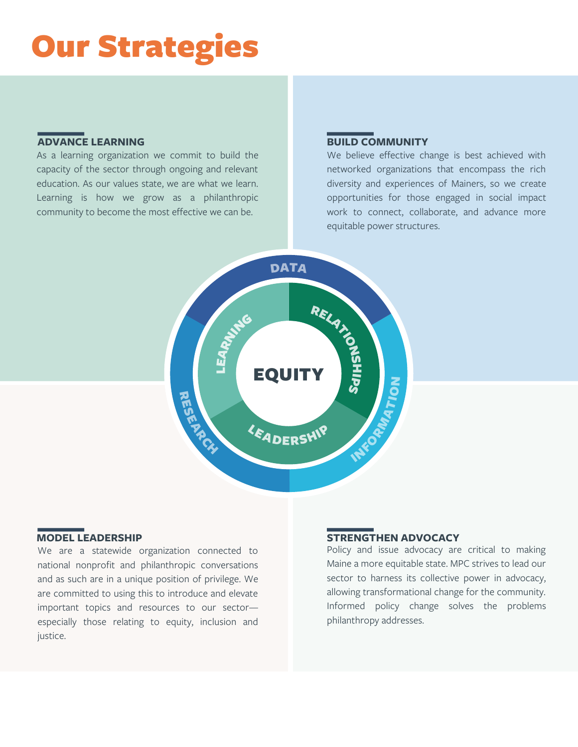# Our Strategies

## ADVANCE LEARNING

As a learning organization we commit to build the capacity of the sector through ongoing and relevant education. As our values state, we are what we learn. Learning is how we grow as a philanthropic community to become the most effective we can be.

## BUILD COMMUNITY

We believe effective change is best achieved with networked organizations that encompass the rich diversity and experiences of Mainers, so we create opportunities for those engaged in social impact work to connect, collaborate, and advance more equitable power structures.

DATA

LEARNING

RELATIONSHIPS

EQUITY

RESEARCH

LEADERSHIP

INFORMATION

## MODEL LEADERSHIP

We are a statewide organization connected to national nonprofit and philanthropic conversations and as such are in a unique position of privilege. We are committed to using this to introduce and elevate important topics and resources to our sector—especially those relating to equity, inclusion and justice.

## STRENGTHEN ADVOCACY

Policy and issue advocacy are critical to making Maine a more equitable state. MPC strives to lead our sector to harness its collective power in advocacy, allowing transformational change for the community. Informed policy change solves the problems philanthropy addresses.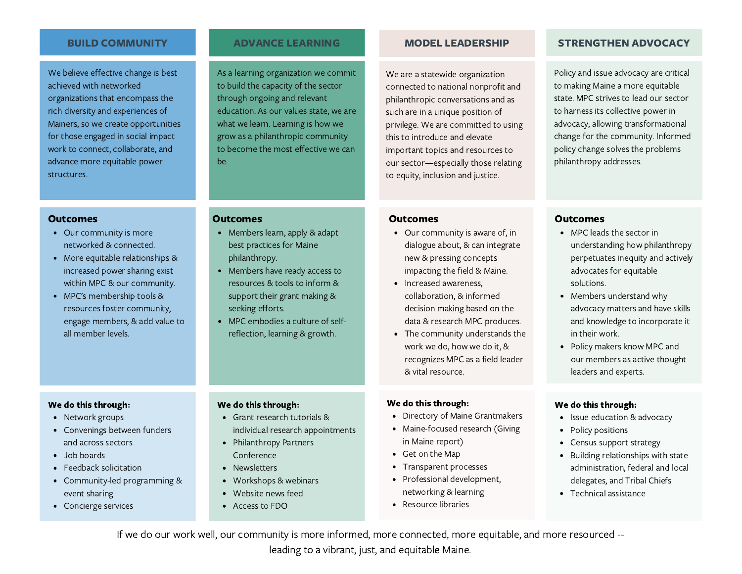## BUILD COMMUNITY

We believe effective change is best achieved with networked organizations that encompass the rich diversity and experiences of Mainers, so we create opportunities for those engaged in social impact work to connect, collaborate, and advance more equitable power structures.

**Outcomes**

- Our community is more networked & connected.
- More equitable relationships & increased power sharing exist within MPC & our community.
- MPC's membership tools & resources foster community, engage members, & add value to all member levels.

**We do this through:**

- Network groups
- Convenings between funders and across sectors
- Job boards
- Feedback solicitation
- Community-led programming & event sharing
- Concierge services

## ADVANCE LEARNING

As a learning organization we commit to build the capacity of the sector through ongoing and relevant education. As our values state, we are what we learn. Learning is how we grow as a philanthropic community to become the most effective we can be.

**Outcomes**

- Members learn, apply & adapt best practices for Maine philanthropy.
- Members have ready access to resources & tools to inform & support their grant making & seeking efforts.
- MPC embodies a culture of self-reflection, learning & growth.

**We do this through:**

- Grant research tutorials & individual research appointments
- Philanthropy Partners Conference
- Newsletters
- Workshops & webinars
- Website news feed
- Access to FDO

## MODEL LEADERSHIP

We are a statewide organization connected to national nonprofit and philanthropic conversations and as such are in a unique position of privilege. We are committed to using this to introduce and elevate important topics and resources to our sector—especially those relating to equity, inclusion and justice.

**Outcomes**

- Our community is aware of, in dialogue about, & can integrate new & pressing concepts impacting the field & Maine.
- Increased awareness, collaboration, & informed decision making based on the data & research MPC produces.
- The community understands the work we do, how we do it, & recognizes MPC as a field leader & vital resource.

**We do this through:**

- Directory of Maine Grantmakers
- Maine-focused research (Giving in Maine report)
- Get on the Map
- Transparent processes
- Professional development, networking & learning
- Resource libraries

## STRENGTHEN ADVOCACY

Policy and issue advocacy are critical to making Maine a more equitable state. MPC strives to lead our sector to harness its collective power in advocacy, allowing transformational change for the community. Informed policy change solves the problems philanthropy addresses.

**Outcomes**

- MPC leads the sector in understanding how philanthropy perpetuates inequity and actively advocates for equitable solutions.
- Members understand why advocacy matters and have skills and knowledge to incorporate it in their work.
- Policy makers know MPC and our members as active thought leaders and experts.

**We do this through:**

- Issue education & advocacy
- Policy positions
- Census support strategy
- Building relationships with state administration, federal and local delegates, and Tribal Chiefs
- Technical assistance

If we do our work well, our community is more informed, more connected, more equitable, and more resourced -- leading to a vibrant, just, and equitable Maine.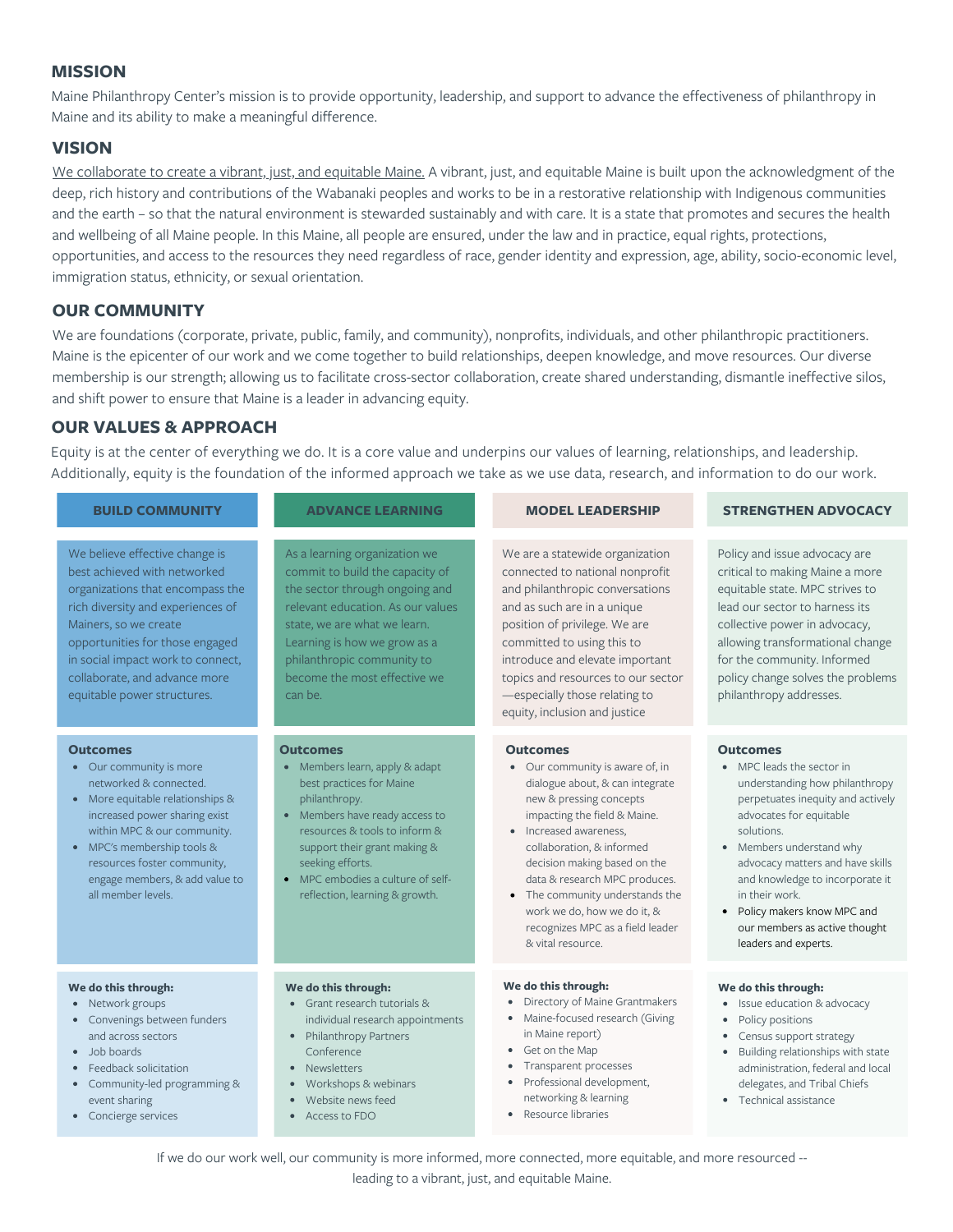## MISSION

Maine Philanthropy Center's mission is to provide opportunity, leadership, and support to advance the effectiveness of philanthropy in Maine and its ability to make a meaningful difference.

## VISION

We collaborate to create a vibrant, just, and equitable Maine. A vibrant, just, and equitable Maine is built upon the acknowledgment of the deep, rich history and contributions of the Wabanaki peoples and works to be in a restorative relationship with Indigenous communities and the earth – so that the natural environment is stewarded sustainably and with care. It is a state that promotes and secures the health and wellbeing of all Maine people. In this Maine, all people are ensured, under the law and in practice, equal rights, protections, opportunities, and access to the resources they need regardless of race, gender identity and expression, age, ability, socio-economic level, immigration status, ethnicity, or sexual orientation.

## OUR COMMUNITY

We are foundations (corporate, private, public, family, and community), nonprofits, individuals, and other philanthropic practitioners. Maine is the epicenter of our work and we come together to build relationships, deepen knowledge, and move resources. Our diverse membership is our strength; allowing us to facilitate cross-sector collaboration, create shared understanding, dismantle ineffective silos, and shift power to ensure that Maine is a leader in advancing equity.

## OUR VALUES & APPROACH

Equity is at the center of everything we do. It is a core value and underpins our values of learning, relationships, and leadership. Additionally, equity is the foundation of the informed approach we take as we use data, research, and information to do our work.

### BUILD COMMUNITY

We believe effective change is best achieved with networked organizations that encompass the rich diversity and experiences of Mainers, so we create opportunities for those engaged in social impact work to connect, collaborate, and advance more equitable power structures.

**Outcomes**

- Our community is more networked & connected.
- More equitable relationships & increased power sharing exist within MPC & our community.
- MPC's membership tools & resources foster community, engage members, & add value to all member levels.

**We do this through:**

- Network groups
- Convenings between funders and across sectors
- Job boards
- Feedback solicitation
- Community-led programming & event sharing
- Concierge services

### ADVANCE LEARNING

As a learning organization we commit to build the capacity of the sector through ongoing and relevant education. As our values state, we are what we learn. Learning is how we grow as a philanthropic community to become the most effective we can be.

**Outcomes**

- Members learn, apply & adapt best practices for Maine philanthropy.
- Members have ready access to resources & tools to inform & support their grant making & seeking efforts.
- MPC embodies a culture of self-reflection, learning & growth.

**We do this through:**

- Grant research tutorials & individual research appointments
- Philanthropy Partners Conference
- Newsletters
- Workshops & webinars
- Website news feed
- Access to FDO

### MODEL LEADERSHIP

We are a statewide organization connected to national nonprofit and philanthropic conversations and as such are in a unique position of privilege. We are committed to using this to introduce and elevate important topics and resources to our sector—especially those relating to equity, inclusion and justice

**Outcomes**

- Our community is aware of, in dialogue about, & can integrate new & pressing concepts impacting the field & Maine.
- Increased awareness, collaboration, & informed decision making based on the data & research MPC produces.
- The community understands the work we do, how we do it, & recognizes MPC as a field leader & vital resource.

**We do this through:**

- Directory of Maine Grantmakers
- Maine-focused research (Giving in Maine report)
- Get on the Map
- Transparent processes
- Professional development, networking & learning
- Resource libraries

### STRENGTHEN ADVOCACY

Policy and issue advocacy are critical to making Maine a more equitable state. MPC strives to lead our sector to harness its collective power in advocacy, allowing transformational change for the community. Informed policy change solves the problems philanthropy addresses.

**Outcomes**

- MPC leads the sector in understanding how philanthropy perpetuates inequity and actively advocates for equitable solutions.
- Members understand why advocacy matters and have skills and knowledge to incorporate it in their work.
- Policy makers know MPC and our members as active thought leaders and experts.

**We do this through:**

- Issue education & advocacy
- Policy positions
- Census support strategy
- Building relationships with state administration, federal and local delegates, and Tribal Chiefs
- Technical assistance

If we do our work well, our community is more informed, more connected, more equitable, and more resourced -- leading to a vibrant, just, and equitable Maine.